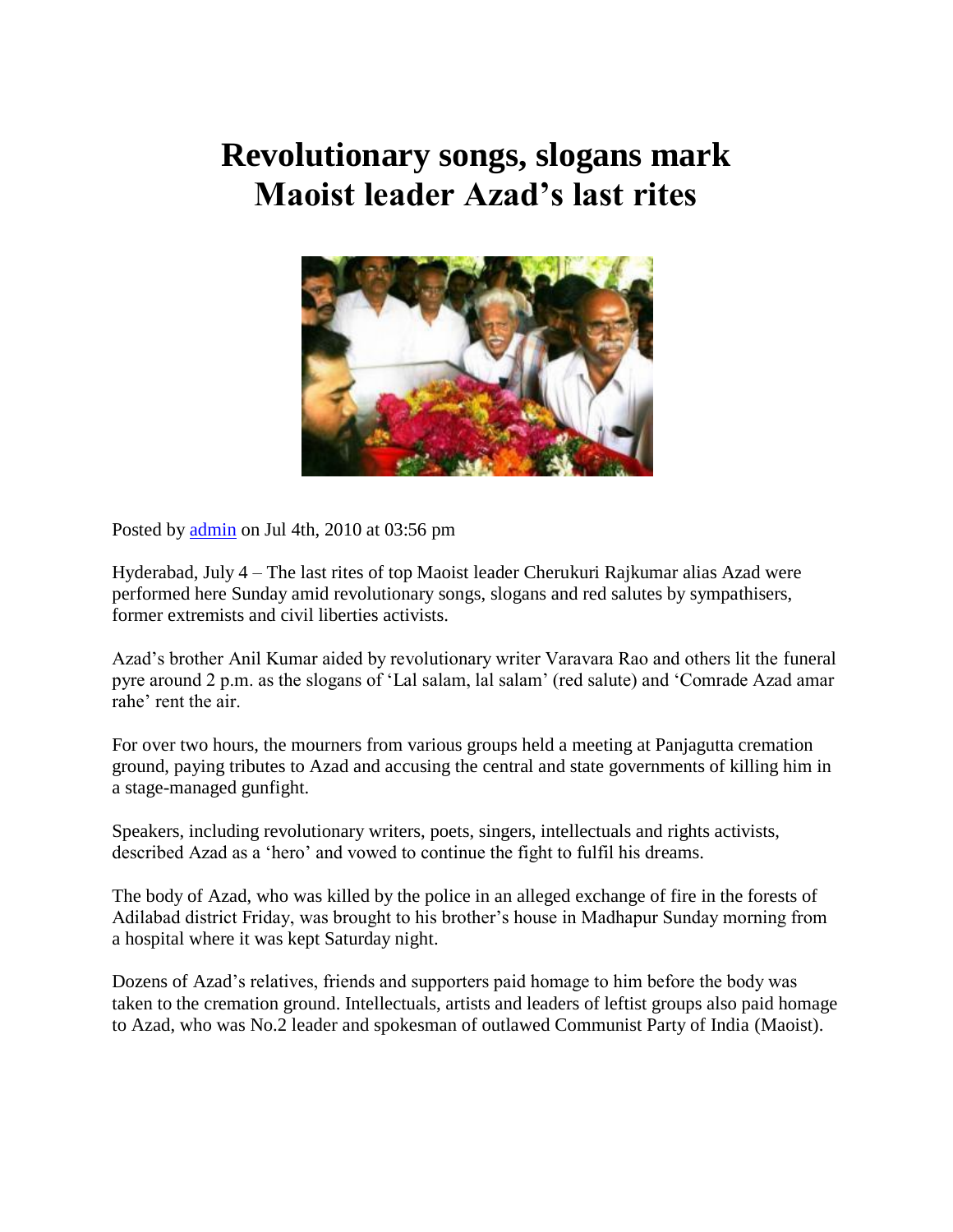# Revolutionary songs, slogans mark Maoist leader Azad's last rites

Posted by admin on Jul 4th, 2010 at 03:56 pm

Hyderabad, July 4 – The last rites of top Maoist leader Cherukuri Rajkumar alias Azad were performed here Sunday amid revolutionary songs, slogans and red salutes by sympathisers, former extremists and civil liberties activists.

Azad's brother Anil Kumar aided by revolutionary writer Varavara Rao and others lit the funeral pyre around 2 p.m. as the slogans of 'Lal salam, lal salam' (red salute) and 'Comrade Azad amar rahe' rent the air.

For over two hours, the mourners from various groups held a meeting at Panjagutta cremation ground, paying tributes to Azad and accusing the central and state governments of killing him in a stage-managed gunfight.

Speakers, including revolutionary writers, poets, singers, intellectuals and rights activists, described Azad as a 'hero' and vowed to continue the fight to fulfil his dreams.

The body of Azad, who was killed by the police in an alleged exchange of fire in the forests of Adilabad district Friday, was brought to his brother's house in Madhapur Sunday morning from a hospital where it was kept Saturday night.

Dozens of Azad's relatives, friends and supporters paid homage to him before the body was taken to the cremation ground. Intellectuals, artists and leaders of leftist groups also paid homage to Azad, who was No.2 leader and spokesman of outlawed Communist Party of India (Maoist).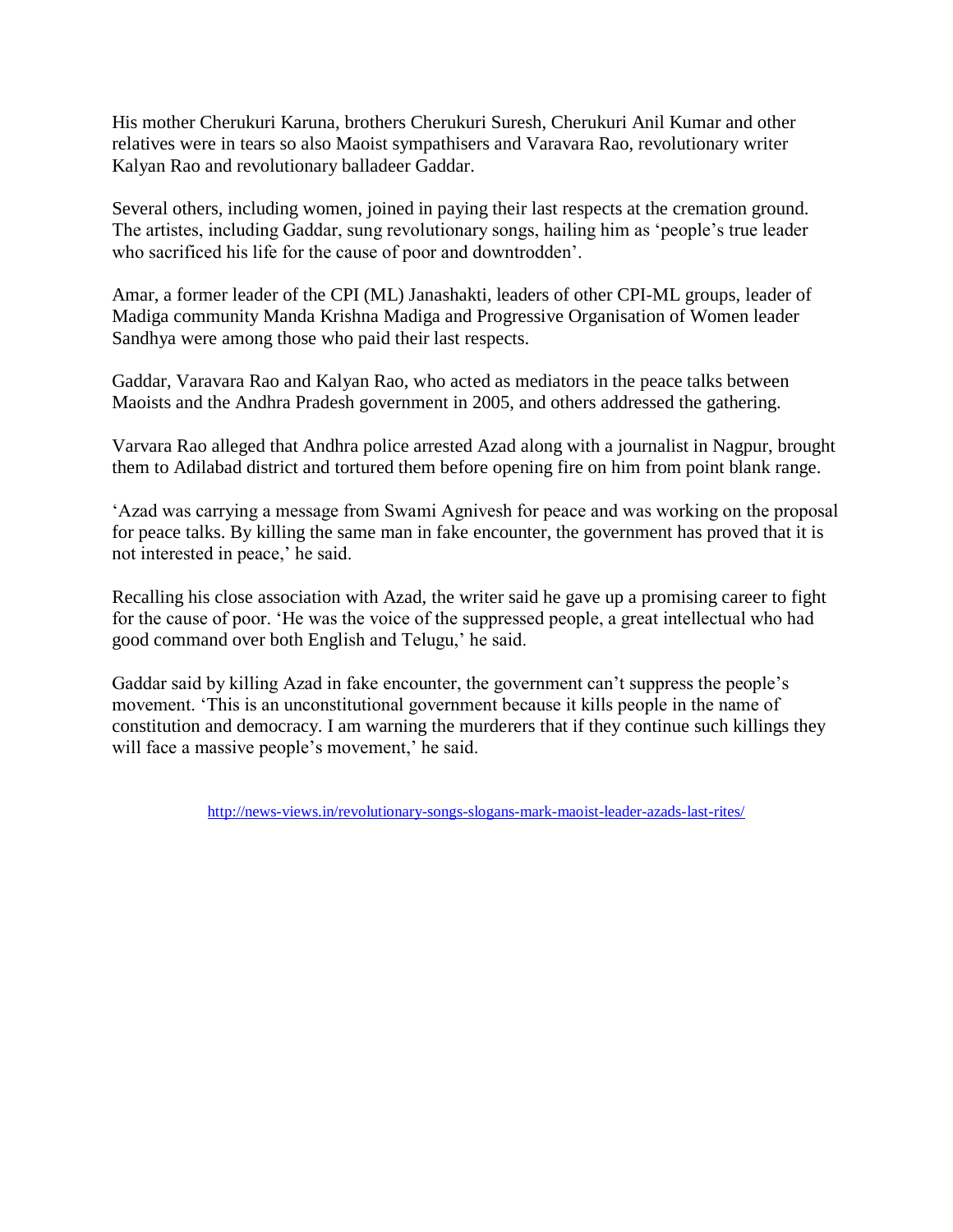His mother Cherukuri Karuna, brothers Cherukuri Suresh, Cherukuri Anil Kumar and other relatives were in tears so also Maoist sympathisers and Varavara Rao, revolutionary writer Kalyan Rao and revolutionary balladeer Gaddar.

Several others, including women, joined in paying their last respects at the cremation ground. The artistes, including Gaddar, sung revolutionary songs, hailing him as 'people's true leader who sacrificed his life for the cause of poor and downtrodden'.

Amar, a former leader of the CPI (ML) Janashakti, leaders of other CPI-ML groups, leader of Madiga community Manda Krishna Madiga and Progressive Organisation of Women leader Sandhya were among those who paid their last respects.

Gaddar, Varavara Rao and Kalyan Rao, who acted as mediators in the peace talks between Maoists and the Andhra Pradesh government in 2005, and others addressed the gathering.

Varvara Rao alleged that Andhra police arrested Azad along with a journalist in Nagpur, brought them to Adilabad district and tortured them before opening fire on him from point blank range.

'Azad was carrying a message from Swami Agnivesh for peace and was working on the proposal for peace talks. By killing the same man in fake encounter, the government has proved that it is not interested in peace,' he said.

Recalling his close association with Azad, the writer said he gave up a promising career to fight for the cause of poor. 'He was the voice of the suppressed people, a great intellectual who had good command over both English and Telugu,' he said.

Gaddar said by killing Azad in fake encounter, the government can't suppress the people's movement. 'This is an unconstitutional government because it kills people in the name of constitution and democracy. I am warning the murderers that if they continue such killings they will face a massive people's movement,' he said.

http://news-views.in/revolutionary-songs-slogans-mark-maoist-leader-azads-last-rites/